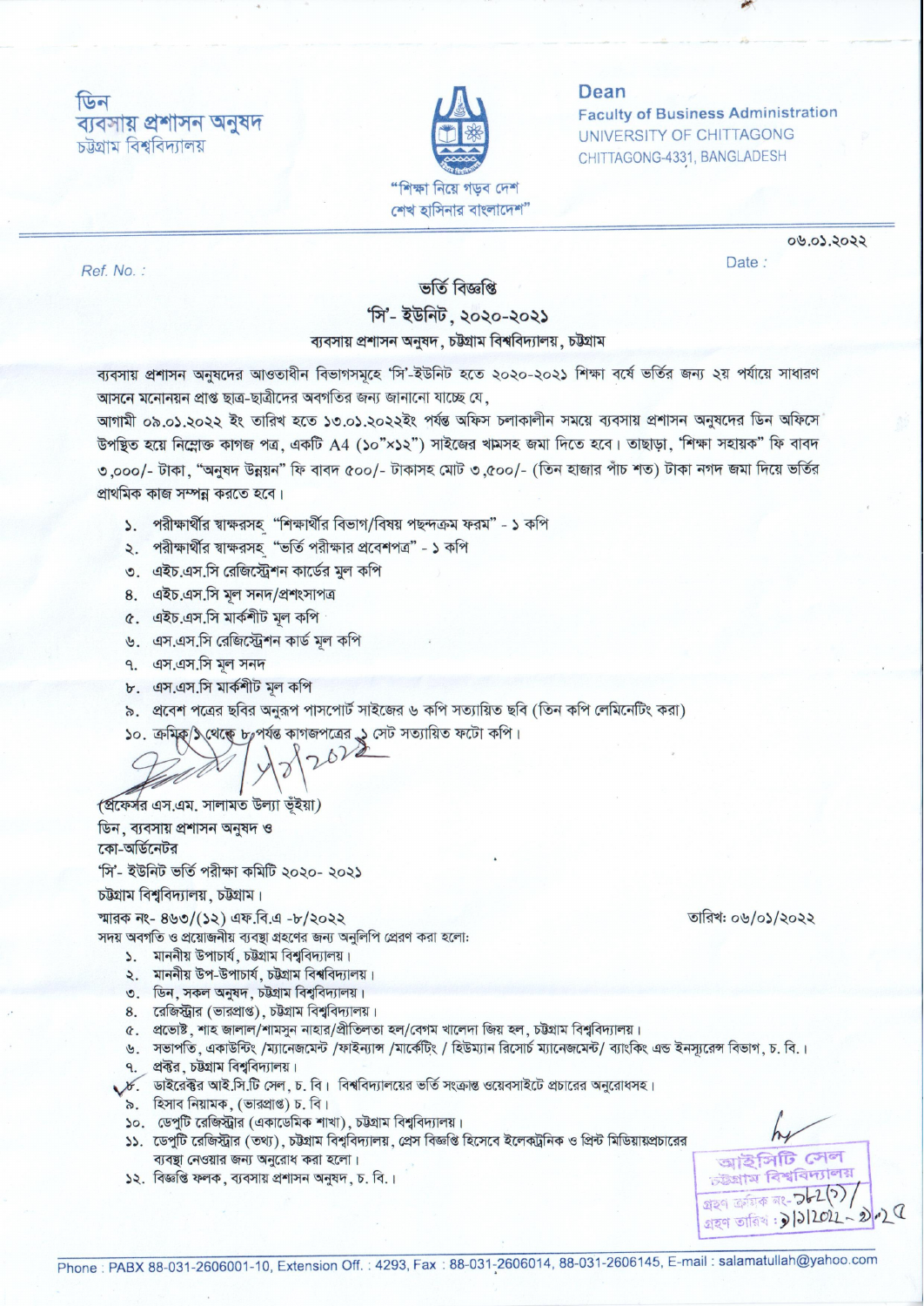ডিন
ব্যবসায় প্রশাসন অনুষদ
চট্টগ্রাম বিশ্ববিদ্যালয়

"শিক্ষা নিয়ে গড়ব দেশ
শেখ হাসিনার বাংলাদেশ"

**Dean**
Faculty of Business Administration
UNIVERSITY OF CHITTAGONG
CHITTAGONG-4331, BANGLADESH

Ref. No. :

Date : ০৬.০১.২০২২

## ভর্তি বিজ্ঞপ্তি

## 'সি'- ইউনিট, ২০২০-২০২১

### ব্যবসায় প্রশাসন অনুষদ, চট্টগ্রাম বিশ্ববিদ্যালয়, চট্টগ্রাম

ব্যবসায় প্রশাসন অনুষদের আওতাধীন বিভাগসমূহে 'সি'-ইউনিট হতে ২০২০-২০২১ শিক্ষা বর্ষে ভর্তির জন্য ২য় পর্যায়ে সাধারণ আসনে মনোনয়ন প্রাপ্ত ছাত্র-ছাত্রীদের অবগতির জন্য জানানো যাচ্ছে যে,

আগামী ০৯.০১.২০২২ ইং তারিখ হতে ১৩.০১.২০২২ইং পর্যন্ত অফিস চলাকালীন সময়ে ব্যবসায় প্রশাসন অনুষদের ডিন অফিসে উপস্থিত হয়ে নিম্নোক্ত কাগজ পত্র, একটি A4 (১০"×১২") সাইজের খামসহ জমা দিতে হবে। তাছাড়া, "শিক্ষা সহায়ক" ফি বাবদ ৩,০০০/- টাকা, "অনুষদ উন্নয়ন" ফি বাবদ ৫০০/- টাকাসহ মোট ৩,৫০০/- (তিন হাজার পাঁচ শত) টাকা নগদ জমা দিয়ে ভর্তির প্রাথমিক কাজ সম্পন্ন করতে হবে।

১. পরীক্ষার্থীর স্বাক্ষরসহ "শিক্ষার্থীর বিভাগ/বিষয় পছন্দক্রম ফরম" - ১ কপি
২. পরীক্ষার্থীর স্বাক্ষরসহ "ভর্তি পরীক্ষার প্রবেশপত্র" - ১ কপি
৩. এইচ.এস.সি রেজিস্ট্রেশন কার্ডের মুল কপি
৪. এইচ.এস.সি মূল সনদ/প্রশংসাপত্র
৫. এইচ.এস.সি মার্কশীট মূল কপি
৬. এস.এস.সি রেজিস্ট্রেশন কার্ড মূল কপি
৭. এস.এস.সি মূল সনদ
৮. এস.এস.সি মার্কশীট মূল কপি
৯. প্রবেশ পত্রের ছবির অনুরূপ পাসপোর্ট সাইজের ৬ কপি সত্যায়িত ছবি (তিন কপি লেমিনেটিং করা)
১০. ক্রমিক ১ থেকে ৮ পর্যন্ত কাগজপত্রের ১ সেট সত্যায়িত ফটো কপি।

(স্বাক্ষরিত) ৬/১/২০২২

(প্রফেসর এস.এম. সালামত উল্যা ভূঁইয়া)
ডিন, ব্যবসায় প্রশাসন অনুষদ ও
কো-অর্ডিনেটর
'সি'- ইউনিট ভর্তি পরীক্ষা কমিটি ২০২০- ২০২১
চট্টগ্রাম বিশ্ববিদ্যালয়, চট্টগ্রাম।

স্মারক নং- ৪৬৩/(১২) এফ.বি.এ -৮/২০২২ তারিখ: ০৬/০১/২০২২

সদয় অবগতি ও প্রয়োজনীয় ব্যবস্থা গ্রহণের জন্য অনুলিপি প্রেরণ করা হলো:

১. মাননীয় উপাচার্য, চট্টগ্রাম বিশ্ববিদ্যালয়।
২. মাননীয় উপ-উপাচার্য, চট্টগ্রাম বিশ্ববিদ্যালয়।
৩. ডিন, সকল অনুষদ, চট্টগ্রাম বিশ্ববিদ্যালয়।
৪. রেজিস্ট্রার (ভারপ্রাপ্ত), চট্টগ্রাম বিশ্ববিদ্যালয়।
৫. প্রভোষ্ট, শাহ জালাল/শামসুন নাহার/প্রীতিলতা হল/বেগম খালেদা জিয় হল, চট্টগ্রাম বিশ্ববিদ্যালয়।
৬. সভাপতি, একাউন্টিং /ম্যানেজমেন্ট /ফাইন্যান্স /মার্কেটিং / হিউম্যান রিসোর্চ ম্যানেজমেন্ট/ ব্যাংকিং এন্ড ইনস্যুরেন্স বিভাগ, চ. বি.।
৭. প্রক্টর, চট্টগ্রাম বিশ্ববিদ্যালয়।
৮. ডাইরেক্টর আই.সি.টি সেল, চ. বি। বিশ্ববিদ্যালয়ের ভর্তি সংক্রান্ত ওয়েবসাইটে প্রচারের অনুরোধসহ।
৯. হিসাব নিয়ামক, (ভারপ্রাপ্ত) চ. বি।
১০. ডেপুটি রেজিস্ট্রার (একাডেমিক শাখা), চট্টগ্রাম বিশ্ববিদ্যালয়।
১১. ডেপুটি রেজিস্ট্রার (তথ্য), চট্টগ্রাম বিশ্ববিদ্যালয়, প্রেস বিজ্ঞপ্তি হিসেবে ইলেকট্রনিক ও প্রিন্ট মিডিয়ায়প্রচারের ব্যবস্থা নেওয়ার জন্য অনুরোধ করা হলো।
১২. বিজ্ঞপ্তি ফলক, ব্যবসায় প্রশাসন অনুষদ, চ. বি.।

আইসিটি সেল
চট্টগ্রাম বিশ্ববিদ্যালয়
গ্রহণ ক্রমিক নং- ৩৮২(১)/
গ্রহণ তারিখ: ৯/১/২০২২ - ২:০৫

Phone : PABX 88-031-2606001-10, Extension Off. : 4293, Fax : 88-031-2606014, 88-031-2606145, E-mail : salamatullah@yahoo.com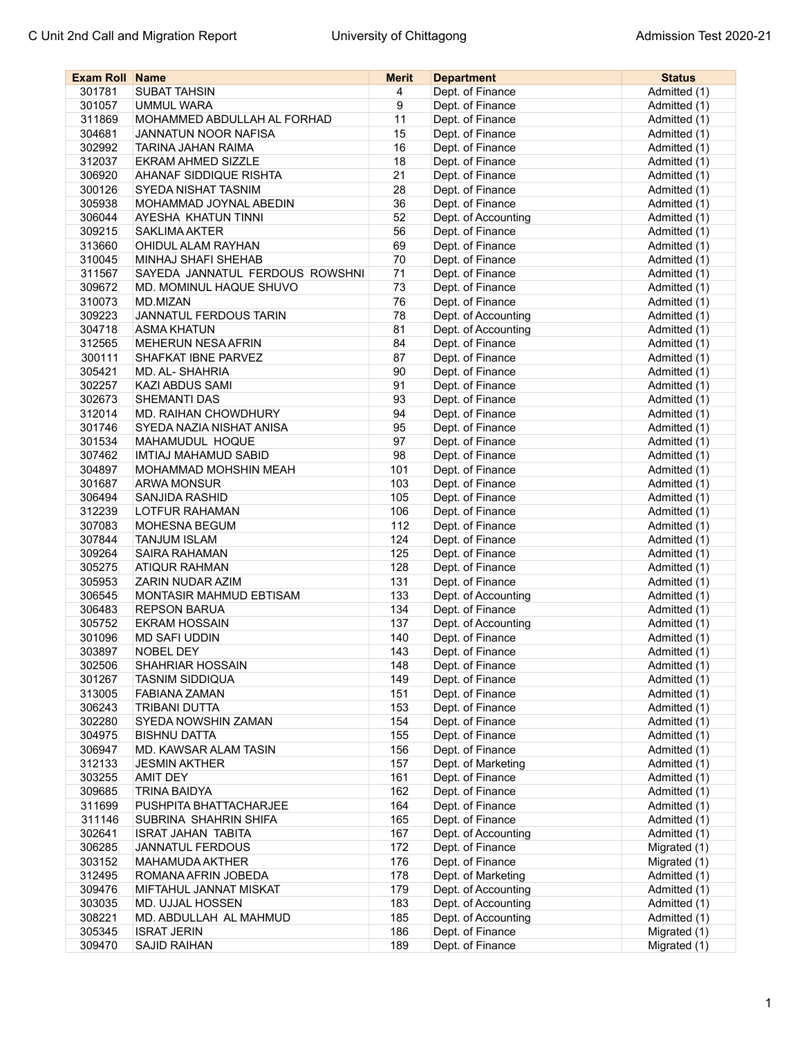| Exam Roll | Name | Merit | Department | Status |
|---|---|---|---|---|
| 301781 | SUBAT TAHSIN | 4 | Dept. of Finance | Admitted (1) |
| 301057 | UMMUL WARA | 9 | Dept. of Finance | Admitted (1) |
| 311869 | MOHAMMED ABDULLAH AL FORHAD | 11 | Dept. of Finance | Admitted (1) |
| 304681 | JANNATUN NOOR NAFISA | 15 | Dept. of Finance | Admitted (1) |
| 302992 | TARINA JAHAN RAIMA | 16 | Dept. of Finance | Admitted (1) |
| 312037 | EKRAM AHMED SIZZLE | 18 | Dept. of Finance | Admitted (1) |
| 306920 | AHANAF SIDDIQUE RISHTA | 21 | Dept. of Finance | Admitted (1) |
| 300126 | SYEDA NISHAT TASNIM | 28 | Dept. of Finance | Admitted (1) |
| 305938 | MOHAMMAD JOYNAL ABEDIN | 36 | Dept. of Finance | Admitted (1) |
| 306044 | AYESHA KHATUN TINNI | 52 | Dept. of Accounting | Admitted (1) |
| 309215 | SAKLIMA AKTER | 56 | Dept. of Finance | Admitted (1) |
| 313660 | OHIDUL ALAM RAYHAN | 69 | Dept. of Finance | Admitted (1) |
| 310045 | MINHAJ SHAFI SHEHAB | 70 | Dept. of Finance | Admitted (1) |
| 311567 | SAYEDA JANNATUL FERDOUS ROWSHNI | 71 | Dept. of Finance | Admitted (1) |
| 309672 | MD. MOMINUL HAQUE SHUVO | 73 | Dept. of Finance | Admitted (1) |
| 310073 | MD.MIZAN | 76 | Dept. of Finance | Admitted (1) |
| 309223 | JANNATUL FERDOUS TARIN | 78 | Dept. of Accounting | Admitted (1) |
| 304718 | ASMA KHATUN | 81 | Dept. of Accounting | Admitted (1) |
| 312565 | MEHERUN NESA AFRIN | 84 | Dept. of Finance | Admitted (1) |
| 300111 | SHAFKAT IBNE PARVEZ | 87 | Dept. of Finance | Admitted (1) |
| 305421 | MD. AL- SHAHRIA | 90 | Dept. of Finance | Admitted (1) |
| 302257 | KAZI ABDUS SAMI | 91 | Dept. of Finance | Admitted (1) |
| 302673 | SHEMANTI DAS | 93 | Dept. of Finance | Admitted (1) |
| 312014 | MD. RAIHAN CHOWDHURY | 94 | Dept. of Finance | Admitted (1) |
| 301746 | SYEDA NAZIA NISHAT ANISA | 95 | Dept. of Finance | Admitted (1) |
| 301534 | MAHAMUDUL HOQUE | 97 | Dept. of Finance | Admitted (1) |
| 307462 | IMTIAJ MAHAMUD SABID | 98 | Dept. of Finance | Admitted (1) |
| 304897 | MOHAMMAD MOHSHIN MEAH | 101 | Dept. of Finance | Admitted (1) |
| 301687 | ARWA MONSUR | 103 | Dept. of Finance | Admitted (1) |
| 306494 | SANJIDA RASHID | 105 | Dept. of Finance | Admitted (1) |
| 312239 | LOTFUR RAHAMAN | 106 | Dept. of Finance | Admitted (1) |
| 307083 | MOHESNA BEGUM | 112 | Dept. of Finance | Admitted (1) |
| 307844 | TANJUM ISLAM | 124 | Dept. of Finance | Admitted (1) |
| 309264 | SAIRA RAHAMAN | 125 | Dept. of Finance | Admitted (1) |
| 305275 | ATIQUR RAHMAN | 128 | Dept. of Finance | Admitted (1) |
| 305953 | ZARIN NUDAR AZIM | 131 | Dept. of Finance | Admitted (1) |
| 306545 | MONTASIR MAHMUD EBTISAM | 133 | Dept. of Accounting | Admitted (1) |
| 306483 | REPSON BARUA | 134 | Dept. of Finance | Admitted (1) |
| 305752 | EKRAM HOSSAIN | 137 | Dept. of Accounting | Admitted (1) |
| 301096 | MD SAFI UDDIN | 140 | Dept. of Finance | Admitted (1) |
| 303897 | NOBEL DEY | 143 | Dept. of Finance | Admitted (1) |
| 302506 | SHAHRIAR HOSSAIN | 148 | Dept. of Finance | Admitted (1) |
| 301267 | TASNIM SIDDIQUA | 149 | Dept. of Finance | Admitted (1) |
| 313005 | FABIANA ZAMAN | 151 | Dept. of Finance | Admitted (1) |
| 306243 | TRIBANI DUTTA | 153 | Dept. of Finance | Admitted (1) |
| 302280 | SYEDA NOWSHIN ZAMAN | 154 | Dept. of Finance | Admitted (1) |
| 304975 | BISHNU DATTA | 155 | Dept. of Finance | Admitted (1) |
| 306947 | MD. KAWSAR ALAM TASIN | 156 | Dept. of Finance | Admitted (1) |
| 312133 | JESMIN AKTHER | 157 | Dept. of Marketing | Admitted (1) |
| 303255 | AMIT DEY | 161 | Dept. of Finance | Admitted (1) |
| 309685 | TRINA BAIDYA | 162 | Dept. of Finance | Admitted (1) |
| 311699 | PUSHPITA BHATTACHARJEE | 164 | Dept. of Finance | Admitted (1) |
| 311146 | SUBRINA SHAHRIN SHIFA | 165 | Dept. of Finance | Admitted (1) |
| 302641 | ISRAT JAHAN TABITA | 167 | Dept. of Accounting | Admitted (1) |
| 306285 | JANNATUL FERDOUS | 172 | Dept. of Finance | Migrated (1) |
| 303152 | MAHAMUDA AKTHER | 176 | Dept. of Finance | Migrated (1) |
| 312495 | ROMANA AFRIN JOBEDA | 178 | Dept. of Marketing | Admitted (1) |
| 309476 | MIFTAHUL JANNAT MISKAT | 179 | Dept. of Accounting | Admitted (1) |
| 303035 | MD. UJJAL HOSSEN | 183 | Dept. of Accounting | Admitted (1) |
| 308221 | MD. ABDULLAH AL MAHMUD | 185 | Dept. of Accounting | Admitted (1) |
| 305345 | ISRAT JERIN | 186 | Dept. of Finance | Migrated (1) |
| 309470 | SAJID RAIHAN | 189 | Dept. of Finance | Migrated (1) |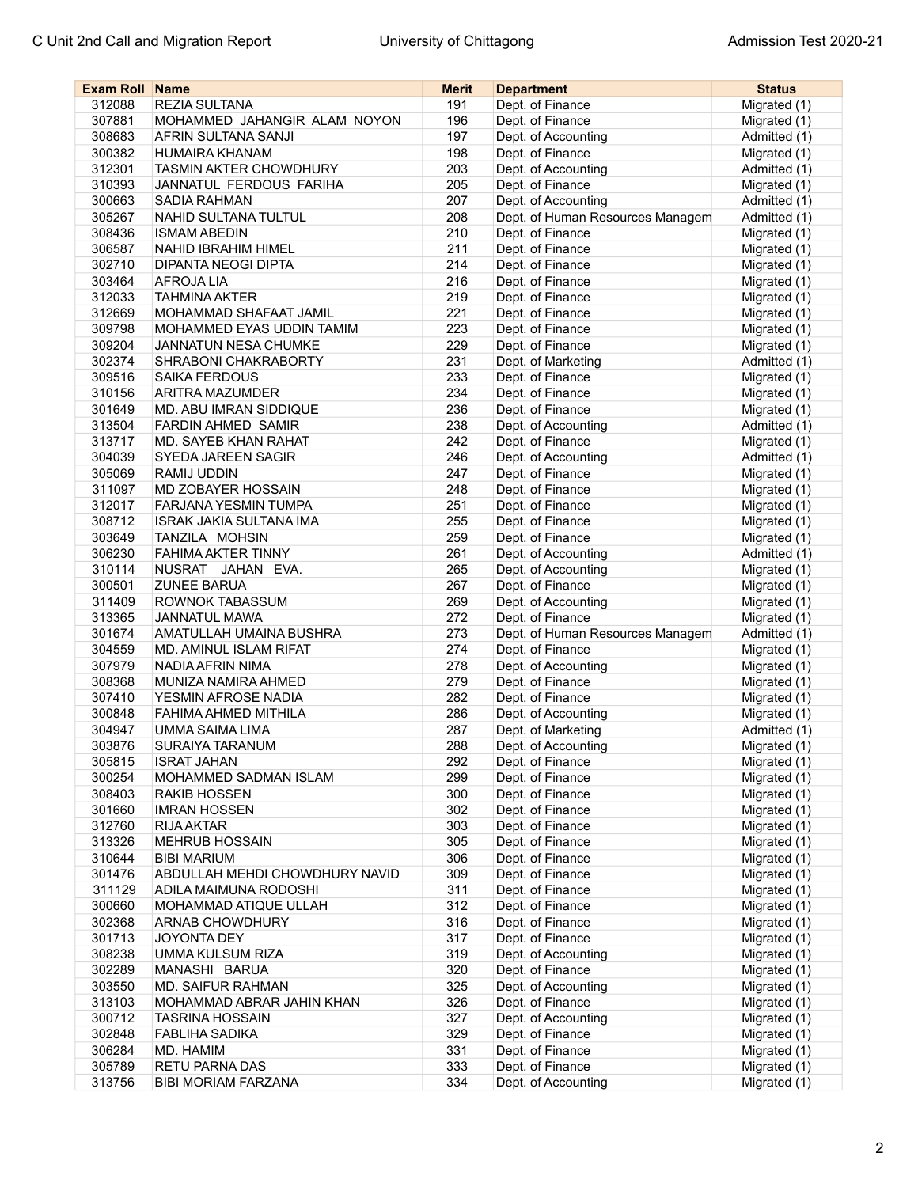| Exam Roll | Name | Merit | Department | Status |
|---|---|---|---|---|
| 312088 | REZIA SULTANA | 191 | Dept. of Finance | Migrated (1) |
| 307881 | MOHAMMED JAHANGIR ALAM NOYON | 196 | Dept. of Finance | Migrated (1) |
| 308683 | AFRIN SULTANA SANJI | 197 | Dept. of Accounting | Admitted (1) |
| 300382 | HUMAIRA KHANAM | 198 | Dept. of Finance | Migrated (1) |
| 312301 | TASMIN AKTER CHOWDHURY | 203 | Dept. of Accounting | Admitted (1) |
| 310393 | JANNATUL FERDOUS FARIHA | 205 | Dept. of Finance | Migrated (1) |
| 300663 | SADIA RAHMAN | 207 | Dept. of Accounting | Admitted (1) |
| 305267 | NAHID SULTANA TULTUL | 208 | Dept. of Human Resources Managem | Admitted (1) |
| 308436 | ISMAM ABEDIN | 210 | Dept. of Finance | Migrated (1) |
| 306587 | NAHID IBRAHIM HIMEL | 211 | Dept. of Finance | Migrated (1) |
| 302710 | DIPANTA NEOGI DIPTA | 214 | Dept. of Finance | Migrated (1) |
| 303464 | AFROJA LIA | 216 | Dept. of Finance | Migrated (1) |
| 312033 | TAHMINA AKTER | 219 | Dept. of Finance | Migrated (1) |
| 312669 | MOHAMMAD SHAFAAT JAMIL | 221 | Dept. of Finance | Migrated (1) |
| 309798 | MOHAMMED EYAS UDDIN TAMIM | 223 | Dept. of Finance | Migrated (1) |
| 309204 | JANNATUN NESA CHUMKE | 229 | Dept. of Finance | Migrated (1) |
| 302374 | SHRABONI CHAKRABORTY | 231 | Dept. of Marketing | Admitted (1) |
| 309516 | SAIKA FERDOUS | 233 | Dept. of Finance | Migrated (1) |
| 310156 | ARITRA MAZUMDER | 234 | Dept. of Finance | Migrated (1) |
| 301649 | MD. ABU IMRAN SIDDIQUE | 236 | Dept. of Finance | Migrated (1) |
| 313504 | FARDIN AHMED SAMIR | 238 | Dept. of Accounting | Admitted (1) |
| 313717 | MD. SAYEB KHAN RAHAT | 242 | Dept. of Finance | Migrated (1) |
| 304039 | SYEDA JAREEN SAGIR | 246 | Dept. of Accounting | Admitted (1) |
| 305069 | RAMIJ UDDIN | 247 | Dept. of Finance | Migrated (1) |
| 311097 | MD ZOBAYER HOSSAIN | 248 | Dept. of Finance | Migrated (1) |
| 312017 | FARJANA YESMIN TUMPA | 251 | Dept. of Finance | Migrated (1) |
| 308712 | ISRAK JAKIA SULTANA IMA | 255 | Dept. of Finance | Migrated (1) |
| 303649 | TANZILA MOHSIN | 259 | Dept. of Finance | Migrated (1) |
| 306230 | FAHIMA AKTER TINNY | 261 | Dept. of Accounting | Admitted (1) |
| 310114 | NUSRAT JAHAN EVA. | 265 | Dept. of Accounting | Migrated (1) |
| 300501 | ZUNEE BARUA | 267 | Dept. of Finance | Migrated (1) |
| 311409 | ROWNOK TABASSUM | 269 | Dept. of Accounting | Migrated (1) |
| 313365 | JANNATUL MAWA | 272 | Dept. of Finance | Migrated (1) |
| 301674 | AMATULLAH UMAINA BUSHRA | 273 | Dept. of Human Resources Managem | Admitted (1) |
| 304559 | MD. AMINUL ISLAM RIFAT | 274 | Dept. of Finance | Migrated (1) |
| 307979 | NADIA AFRIN NIMA | 278 | Dept. of Accounting | Migrated (1) |
| 308368 | MUNIZA NAMIRA AHMED | 279 | Dept. of Finance | Migrated (1) |
| 307410 | YESMIN AFROSE NADIA | 282 | Dept. of Finance | Migrated (1) |
| 300848 | FAHIMA AHMED MITHILA | 286 | Dept. of Accounting | Migrated (1) |
| 304947 | UMMA SAIMA LIMA | 287 | Dept. of Marketing | Admitted (1) |
| 303876 | SURAIYA TARANUM | 288 | Dept. of Accounting | Migrated (1) |
| 305815 | ISRAT JAHAN | 292 | Dept. of Finance | Migrated (1) |
| 300254 | MOHAMMED SADMAN ISLAM | 299 | Dept. of Finance | Migrated (1) |
| 308403 | RAKIB HOSSEN | 300 | Dept. of Finance | Migrated (1) |
| 301660 | IMRAN HOSSEN | 302 | Dept. of Finance | Migrated (1) |
| 312760 | RIJA AKTAR | 303 | Dept. of Finance | Migrated (1) |
| 313326 | MEHRUB HOSSAIN | 305 | Dept. of Finance | Migrated (1) |
| 310644 | BIBI MARIUM | 306 | Dept. of Finance | Migrated (1) |
| 301476 | ABDULLAH MEHDI CHOWDHURY NAVID | 309 | Dept. of Finance | Migrated (1) |
| 311129 | ADILA MAIMUNA RODOSHI | 311 | Dept. of Finance | Migrated (1) |
| 300660 | MOHAMMAD ATIQUE ULLAH | 312 | Dept. of Finance | Migrated (1) |
| 302368 | ARNAB CHOWDHURY | 316 | Dept. of Finance | Migrated (1) |
| 301713 | JOYONTA DEY | 317 | Dept. of Finance | Migrated (1) |
| 308238 | UMMA KULSUM RIZA | 319 | Dept. of Accounting | Migrated (1) |
| 302289 | MANASHI BARUA | 320 | Dept. of Finance | Migrated (1) |
| 303550 | MD. SAIFUR RAHMAN | 325 | Dept. of Accounting | Migrated (1) |
| 313103 | MOHAMMAD ABRAR JAHIN KHAN | 326 | Dept. of Finance | Migrated (1) |
| 300712 | TASRINA HOSSAIN | 327 | Dept. of Accounting | Migrated (1) |
| 302848 | FABLIHA SADIKA | 329 | Dept. of Finance | Migrated (1) |
| 306284 | MD. HAMIM | 331 | Dept. of Finance | Migrated (1) |
| 305789 | RETU PARNA DAS | 333 | Dept. of Finance | Migrated (1) |
| 313756 | BIBI MORIAM FARZANA | 334 | Dept. of Accounting | Migrated (1) |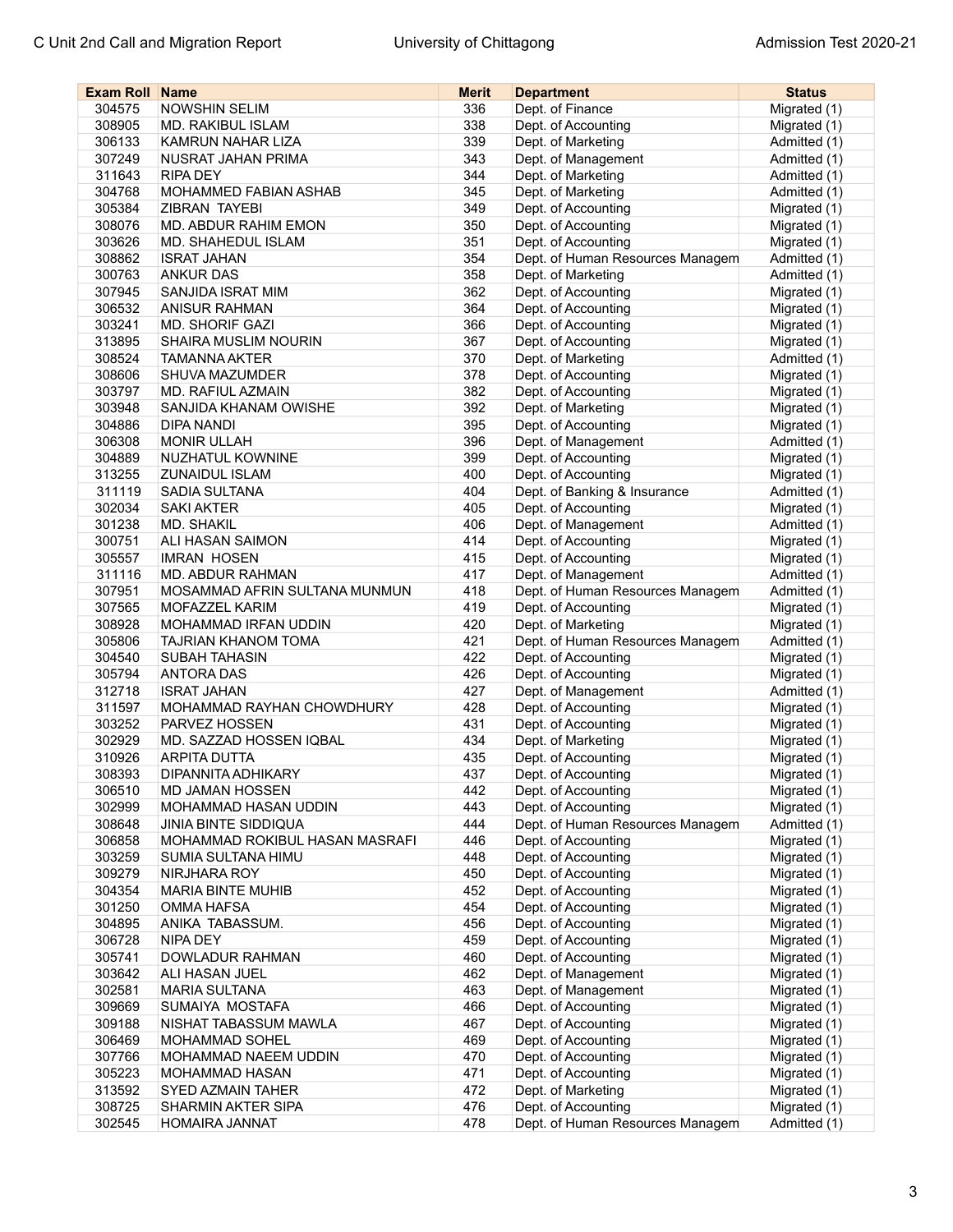| Exam Roll | Name | Merit | Department | Status |
|---|---|---|---|---|
| 304575 | NOWSHIN SELIM | 336 | Dept. of Finance | Migrated (1) |
| 308905 | MD. RAKIBUL ISLAM | 338 | Dept. of Accounting | Migrated (1) |
| 306133 | KAMRUN NAHAR LIZA | 339 | Dept. of Marketing | Admitted (1) |
| 307249 | NUSRAT JAHAN PRIMA | 343 | Dept. of Management | Admitted (1) |
| 311643 | RIPA DEY | 344 | Dept. of Marketing | Admitted (1) |
| 304768 | MOHAMMED FABIAN ASHAB | 345 | Dept. of Marketing | Admitted (1) |
| 305384 | ZIBRAN TAYEBI | 349 | Dept. of Accounting | Migrated (1) |
| 308076 | MD. ABDUR RAHIM EMON | 350 | Dept. of Accounting | Migrated (1) |
| 303626 | MD. SHAHEDUL ISLAM | 351 | Dept. of Accounting | Migrated (1) |
| 308862 | ISRAT JAHAN | 354 | Dept. of Human Resources Managem | Admitted (1) |
| 300763 | ANKUR DAS | 358 | Dept. of Marketing | Admitted (1) |
| 307945 | SANJIDA ISRAT MIM | 362 | Dept. of Accounting | Migrated (1) |
| 306532 | ANISUR RAHMAN | 364 | Dept. of Accounting | Migrated (1) |
| 303241 | MD. SHORIF GAZI | 366 | Dept. of Accounting | Migrated (1) |
| 313895 | SHAIRA MUSLIM NOURIN | 367 | Dept. of Accounting | Migrated (1) |
| 308524 | TAMANNA AKTER | 370 | Dept. of Marketing | Admitted (1) |
| 308606 | SHUVA MAZUMDER | 378 | Dept. of Accounting | Migrated (1) |
| 303797 | MD. RAFIUL AZMAIN | 382 | Dept. of Accounting | Migrated (1) |
| 303948 | SANJIDA KHANAM OWISHE | 392 | Dept. of Marketing | Migrated (1) |
| 304886 | DIPA NANDI | 395 | Dept. of Accounting | Migrated (1) |
| 306308 | MONIR ULLAH | 396 | Dept. of Management | Admitted (1) |
| 304889 | NUZHATUL KOWNINE | 399 | Dept. of Accounting | Migrated (1) |
| 313255 | ZUNAIDUL ISLAM | 400 | Dept. of Accounting | Migrated (1) |
| 311119 | SADIA SULTANA | 404 | Dept. of Banking & Insurance | Admitted (1) |
| 302034 | SAKI AKTER | 405 | Dept. of Accounting | Migrated (1) |
| 301238 | MD. SHAKIL | 406 | Dept. of Management | Admitted (1) |
| 300751 | ALI HASAN SAIMON | 414 | Dept. of Accounting | Migrated (1) |
| 305557 | IMRAN HOSEN | 415 | Dept. of Accounting | Migrated (1) |
| 311116 | MD. ABDUR RAHMAN | 417 | Dept. of Management | Admitted (1) |
| 307951 | MOSAMMAD AFRIN SULTANA MUNMUN | 418 | Dept. of Human Resources Managem | Admitted (1) |
| 307565 | MOFAZZEL KARIM | 419 | Dept. of Accounting | Migrated (1) |
| 308928 | MOHAMMAD IRFAN UDDIN | 420 | Dept. of Marketing | Migrated (1) |
| 305806 | TAJRIAN KHANOM TOMA | 421 | Dept. of Human Resources Managem | Admitted (1) |
| 304540 | SUBAH TAHASIN | 422 | Dept. of Accounting | Migrated (1) |
| 305794 | ANTORA DAS | 426 | Dept. of Accounting | Migrated (1) |
| 312718 | ISRAT JAHAN | 427 | Dept. of Management | Admitted (1) |
| 311597 | MOHAMMAD RAYHAN CHOWDHURY | 428 | Dept. of Accounting | Migrated (1) |
| 303252 | PARVEZ HOSSEN | 431 | Dept. of Accounting | Migrated (1) |
| 302929 | MD. SAZZAD HOSSEN IQBAL | 434 | Dept. of Marketing | Migrated (1) |
| 310926 | ARPITA DUTTA | 435 | Dept. of Accounting | Migrated (1) |
| 308393 | DIPANNITA ADHIKARY | 437 | Dept. of Accounting | Migrated (1) |
| 306510 | MD JAMAN HOSSEN | 442 | Dept. of Accounting | Migrated (1) |
| 302999 | MOHAMMAD HASAN UDDIN | 443 | Dept. of Accounting | Migrated (1) |
| 308648 | JINIA BINTE SIDDIQUA | 444 | Dept. of Human Resources Managem | Admitted (1) |
| 306858 | MOHAMMAD ROKIBUL HASAN MASRAFI | 446 | Dept. of Accounting | Migrated (1) |
| 303259 | SUMIA SULTANA HIMU | 448 | Dept. of Accounting | Migrated (1) |
| 309279 | NIRJHARA ROY | 450 | Dept. of Accounting | Migrated (1) |
| 304354 | MARIA BINTE MUHIB | 452 | Dept. of Accounting | Migrated (1) |
| 301250 | OMMA HAFSA | 454 | Dept. of Accounting | Migrated (1) |
| 304895 | ANIKA TABASSUM. | 456 | Dept. of Accounting | Migrated (1) |
| 306728 | NIPA DEY | 459 | Dept. of Accounting | Migrated (1) |
| 305741 | DOWLADUR RAHMAN | 460 | Dept. of Accounting | Migrated (1) |
| 303642 | ALI HASAN JUEL | 462 | Dept. of Management | Migrated (1) |
| 302581 | MARIA SULTANA | 463 | Dept. of Management | Migrated (1) |
| 309669 | SUMAIYA MOSTAFA | 466 | Dept. of Accounting | Migrated (1) |
| 309188 | NISHAT TABASSUM MAWLA | 467 | Dept. of Accounting | Migrated (1) |
| 306469 | MOHAMMAD SOHEL | 469 | Dept. of Accounting | Migrated (1) |
| 307766 | MOHAMMAD NAEEM UDDIN | 470 | Dept. of Accounting | Migrated (1) |
| 305223 | MOHAMMAD HASAN | 471 | Dept. of Accounting | Migrated (1) |
| 313592 | SYED AZMAIN TAHER | 472 | Dept. of Marketing | Migrated (1) |
| 308725 | SHARMIN AKTER SIPA | 476 | Dept. of Accounting | Migrated (1) |
| 302545 | HOMAIRA JANNAT | 478 | Dept. of Human Resources Managem | Admitted (1) |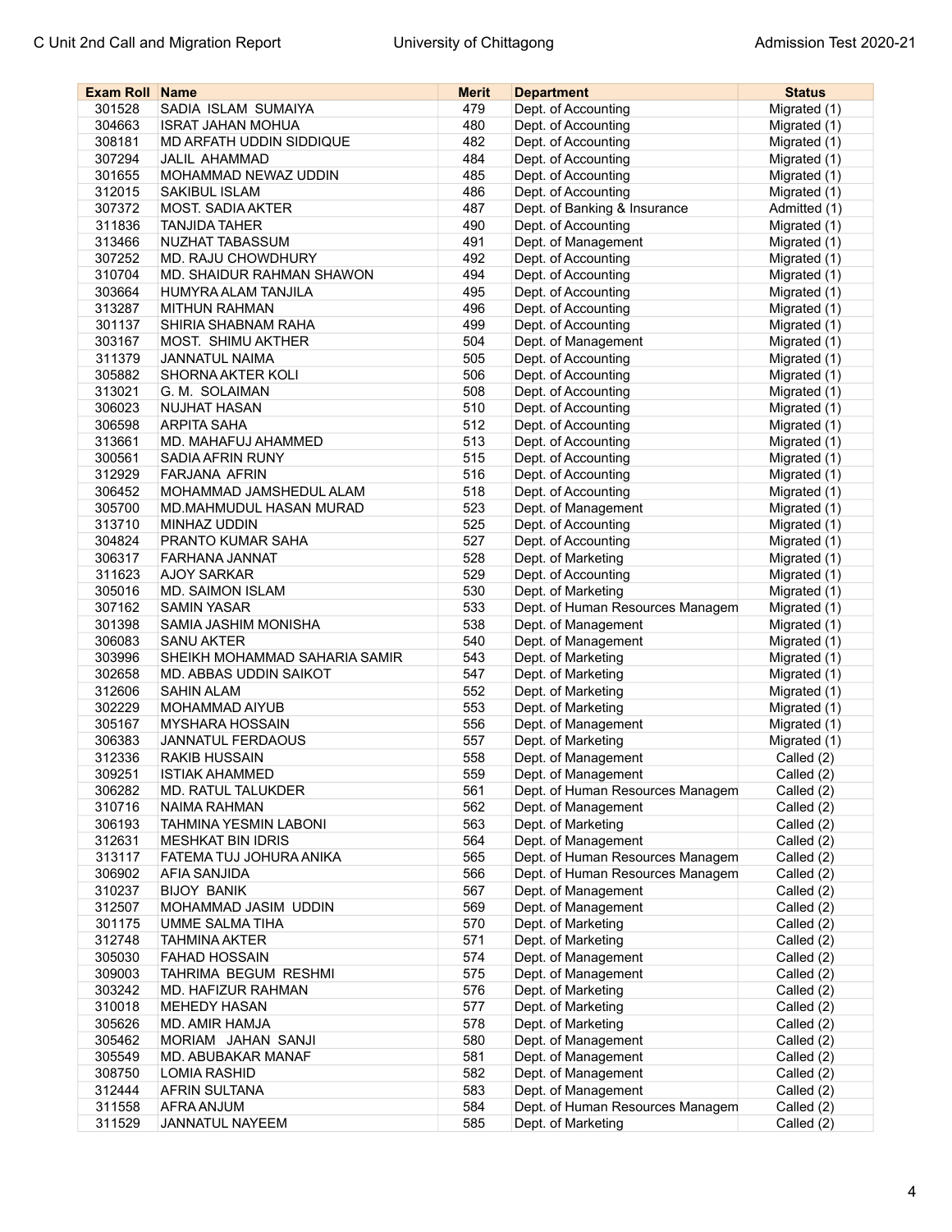| Exam Roll | Name | Merit | Department | Status |
|---|---|---|---|---|
| 301528 | SADIA ISLAM SUMAIYA | 479 | Dept. of Accounting | Migrated (1) |
| 304663 | ISRAT JAHAN MOHUA | 480 | Dept. of Accounting | Migrated (1) |
| 308181 | MD ARFATH UDDIN SIDDIQUE | 482 | Dept. of Accounting | Migrated (1) |
| 307294 | JALIL AHAMMAD | 484 | Dept. of Accounting | Migrated (1) |
| 301655 | MOHAMMAD NEWAZ UDDIN | 485 | Dept. of Accounting | Migrated (1) |
| 312015 | SAKIBUL ISLAM | 486 | Dept. of Accounting | Migrated (1) |
| 307372 | MOST. SADIA AKTER | 487 | Dept. of Banking & Insurance | Admitted (1) |
| 311836 | TANJIDA TAHER | 490 | Dept. of Accounting | Migrated (1) |
| 313466 | NUZHAT TABASSUM | 491 | Dept. of Management | Migrated (1) |
| 307252 | MD. RAJU CHOWDHURY | 492 | Dept. of Accounting | Migrated (1) |
| 310704 | MD. SHAIDUR RAHMAN SHAWON | 494 | Dept. of Accounting | Migrated (1) |
| 303664 | HUMYRA ALAM TANJILA | 495 | Dept. of Accounting | Migrated (1) |
| 313287 | MITHUN RAHMAN | 496 | Dept. of Accounting | Migrated (1) |
| 301137 | SHIRIA SHABNAM RAHA | 499 | Dept. of Accounting | Migrated (1) |
| 303167 | MOST. SHIMU AKTHER | 504 | Dept. of Management | Migrated (1) |
| 311379 | JANNATUL NAIMA | 505 | Dept. of Accounting | Migrated (1) |
| 305882 | SHORNA AKTER KOLI | 506 | Dept. of Accounting | Migrated (1) |
| 313021 | G. M. SOLAIMAN | 508 | Dept. of Accounting | Migrated (1) |
| 306023 | NUJHAT HASAN | 510 | Dept. of Accounting | Migrated (1) |
| 306598 | ARPITA SAHA | 512 | Dept. of Accounting | Migrated (1) |
| 313661 | MD. MAHAFUJ AHAMMED | 513 | Dept. of Accounting | Migrated (1) |
| 300561 | SADIA AFRIN RUNY | 515 | Dept. of Accounting | Migrated (1) |
| 312929 | FARJANA AFRIN | 516 | Dept. of Accounting | Migrated (1) |
| 306452 | MOHAMMAD JAMSHEDUL ALAM | 518 | Dept. of Accounting | Migrated (1) |
| 305700 | MD.MAHMUDUL HASAN MURAD | 523 | Dept. of Management | Migrated (1) |
| 313710 | MINHAZ UDDIN | 525 | Dept. of Accounting | Migrated (1) |
| 304824 | PRANTO KUMAR SAHA | 527 | Dept. of Accounting | Migrated (1) |
| 306317 | FARHANA JANNAT | 528 | Dept. of Marketing | Migrated (1) |
| 311623 | AJOY SARKAR | 529 | Dept. of Accounting | Migrated (1) |
| 305016 | MD. SAIMON ISLAM | 530 | Dept. of Marketing | Migrated (1) |
| 307162 | SAMIN YASAR | 533 | Dept. of Human Resources Managem | Migrated (1) |
| 301398 | SAMIA JASHIM MONISHA | 538 | Dept. of Management | Migrated (1) |
| 306083 | SANU AKTER | 540 | Dept. of Management | Migrated (1) |
| 303996 | SHEIKH MOHAMMAD SAHARIA SAMIR | 543 | Dept. of Marketing | Migrated (1) |
| 302658 | MD. ABBAS UDDIN SAIKOT | 547 | Dept. of Marketing | Migrated (1) |
| 312606 | SAHIN ALAM | 552 | Dept. of Marketing | Migrated (1) |
| 302229 | MOHAMMAD AIYUB | 553 | Dept. of Marketing | Migrated (1) |
| 305167 | MYSHARA HOSSAIN | 556 | Dept. of Management | Migrated (1) |
| 306383 | JANNATUL FERDAOUS | 557 | Dept. of Marketing | Migrated (1) |
| 312336 | RAKIB HUSSAIN | 558 | Dept. of Management | Called (2) |
| 309251 | ISTIAK AHAMMED | 559 | Dept. of Management | Called (2) |
| 306282 | MD. RATUL TALUKDER | 561 | Dept. of Human Resources Managem | Called (2) |
| 310716 | NAIMA RAHMAN | 562 | Dept. of Management | Called (2) |
| 306193 | TAHMINA YESMIN LABONI | 563 | Dept. of Marketing | Called (2) |
| 312631 | MESHKAT BIN IDRIS | 564 | Dept. of Management | Called (2) |
| 313117 | FATEMA TUJ JOHURA ANIKA | 565 | Dept. of Human Resources Managem | Called (2) |
| 306902 | AFIA SANJIDA | 566 | Dept. of Human Resources Managem | Called (2) |
| 310237 | BIJOY BANIK | 567 | Dept. of Management | Called (2) |
| 312507 | MOHAMMAD JASIM UDDIN | 569 | Dept. of Management | Called (2) |
| 301175 | UMME SALMA TIHA | 570 | Dept. of Marketing | Called (2) |
| 312748 | TAHMINA AKTER | 571 | Dept. of Marketing | Called (2) |
| 305030 | FAHAD HOSSAIN | 574 | Dept. of Management | Called (2) |
| 309003 | TAHRIMA BEGUM RESHMI | 575 | Dept. of Management | Called (2) |
| 303242 | MD. HAFIZUR RAHMAN | 576 | Dept. of Marketing | Called (2) |
| 310018 | MEHEDY HASAN | 577 | Dept. of Marketing | Called (2) |
| 305626 | MD. AMIR HAMJA | 578 | Dept. of Marketing | Called (2) |
| 305462 | MORIAM JAHAN SANJI | 580 | Dept. of Management | Called (2) |
| 305549 | MD. ABUBAKAR MANAF | 581 | Dept. of Management | Called (2) |
| 308750 | LOMIA RASHID | 582 | Dept. of Management | Called (2) |
| 312444 | AFRIN SULTANA | 583 | Dept. of Management | Called (2) |
| 311558 | AFRA ANJUM | 584 | Dept. of Human Resources Managem | Called (2) |
| 311529 | JANNATUL NAYEEM | 585 | Dept. of Marketing | Called (2) |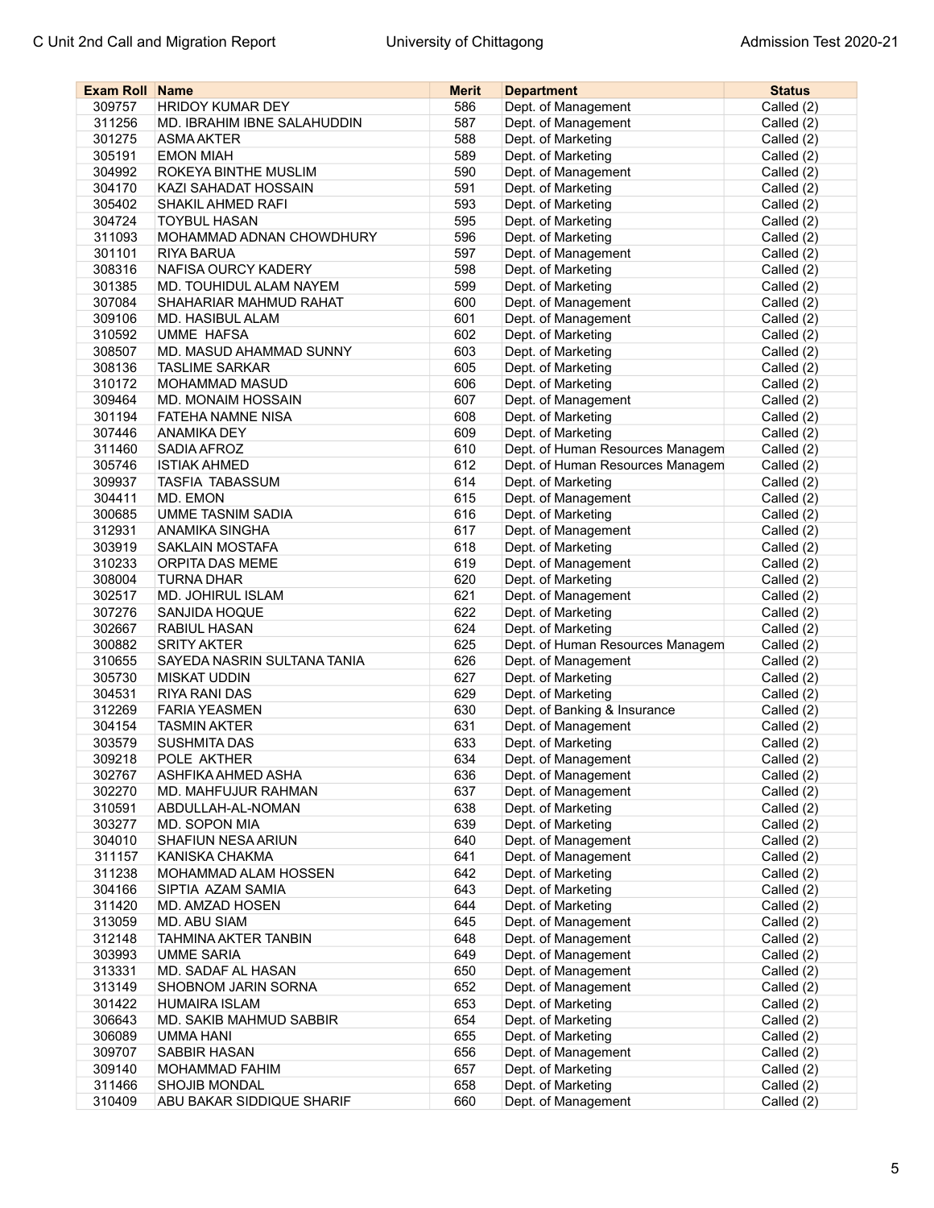| Exam Roll | Name | Merit | Department | Status |
|---|---|---|---|---|
| 309757 | HRIDOY KUMAR DEY | 586 | Dept. of Management | Called (2) |
| 311256 | MD. IBRAHIM IBNE SALAHUDDIN | 587 | Dept. of Management | Called (2) |
| 301275 | ASMA AKTER | 588 | Dept. of Marketing | Called (2) |
| 305191 | EMON MIAH | 589 | Dept. of Marketing | Called (2) |
| 304992 | ROKEYA BINTHE MUSLIM | 590 | Dept. of Management | Called (2) |
| 304170 | KAZI SAHADAT HOSSAIN | 591 | Dept. of Marketing | Called (2) |
| 305402 | SHAKIL AHMED RAFI | 593 | Dept. of Marketing | Called (2) |
| 304724 | TOYBUL HASAN | 595 | Dept. of Marketing | Called (2) |
| 311093 | MOHAMMAD ADNAN CHOWDHURY | 596 | Dept. of Marketing | Called (2) |
| 301101 | RIYA BARUA | 597 | Dept. of Management | Called (2) |
| 308316 | NAFISA OURCY KADERY | 598 | Dept. of Marketing | Called (2) |
| 301385 | MD. TOUHIDUL ALAM NAYEM | 599 | Dept. of Marketing | Called (2) |
| 307084 | SHAHARIAR MAHMUD RAHAT | 600 | Dept. of Management | Called (2) |
| 309106 | MD. HASIBUL ALAM | 601 | Dept. of Management | Called (2) |
| 310592 | UMME HAFSA | 602 | Dept. of Marketing | Called (2) |
| 308507 | MD. MASUD AHAMMAD SUNNY | 603 | Dept. of Marketing | Called (2) |
| 308136 | TASLIME SARKAR | 605 | Dept. of Marketing | Called (2) |
| 310172 | MOHAMMAD MASUD | 606 | Dept. of Marketing | Called (2) |
| 309464 | MD. MONAIM HOSSAIN | 607 | Dept. of Management | Called (2) |
| 301194 | FATEHA NAMNE NISA | 608 | Dept. of Marketing | Called (2) |
| 307446 | ANAMIKA DEY | 609 | Dept. of Marketing | Called (2) |
| 311460 | SADIA AFROZ | 610 | Dept. of Human Resources Managem | Called (2) |
| 305746 | ISTIAK AHMED | 612 | Dept. of Human Resources Managem | Called (2) |
| 309937 | TASFIA TABASSUM | 614 | Dept. of Marketing | Called (2) |
| 304411 | MD. EMON | 615 | Dept. of Management | Called (2) |
| 300685 | UMME TASNIM SADIA | 616 | Dept. of Marketing | Called (2) |
| 312931 | ANAMIKA SINGHA | 617 | Dept. of Management | Called (2) |
| 303919 | SAKLAIN MOSTAFA | 618 | Dept. of Marketing | Called (2) |
| 310233 | ORPITA DAS MEME | 619 | Dept. of Management | Called (2) |
| 308004 | TURNA DHAR | 620 | Dept. of Marketing | Called (2) |
| 302517 | MD. JOHIRUL ISLAM | 621 | Dept. of Management | Called (2) |
| 307276 | SANJIDA HOQUE | 622 | Dept. of Marketing | Called (2) |
| 302667 | RABIUL HASAN | 624 | Dept. of Marketing | Called (2) |
| 300882 | SRITY AKTER | 625 | Dept. of Human Resources Managem | Called (2) |
| 310655 | SAYEDA NASRIN SULTANA TANIA | 626 | Dept. of Management | Called (2) |
| 305730 | MISKAT UDDIN | 627 | Dept. of Marketing | Called (2) |
| 304531 | RIYA RANI DAS | 629 | Dept. of Marketing | Called (2) |
| 312269 | FARIA YEASMEN | 630 | Dept. of Banking & Insurance | Called (2) |
| 304154 | TASMIN AKTER | 631 | Dept. of Management | Called (2) |
| 303579 | SUSHMITA DAS | 633 | Dept. of Marketing | Called (2) |
| 309218 | POLE AKTHER | 634 | Dept. of Management | Called (2) |
| 302767 | ASHFIKA AHMED ASHA | 636 | Dept. of Management | Called (2) |
| 302270 | MD. MAHFUJUR RAHMAN | 637 | Dept. of Management | Called (2) |
| 310591 | ABDULLAH-AL-NOMAN | 638 | Dept. of Marketing | Called (2) |
| 303277 | MD. SOPON MIA | 639 | Dept. of Marketing | Called (2) |
| 304010 | SHAFIUN NESA ARIUN | 640 | Dept. of Management | Called (2) |
| 311157 | KANISKA CHAKMA | 641 | Dept. of Management | Called (2) |
| 311238 | MOHAMMAD ALAM HOSSEN | 642 | Dept. of Marketing | Called (2) |
| 304166 | SIPTIA AZAM SAMIA | 643 | Dept. of Marketing | Called (2) |
| 311420 | MD. AMZAD HOSEN | 644 | Dept. of Marketing | Called (2) |
| 313059 | MD. ABU SIAM | 645 | Dept. of Management | Called (2) |
| 312148 | TAHMINA AKTER TANBIN | 648 | Dept. of Management | Called (2) |
| 303993 | UMME SARIA | 649 | Dept. of Management | Called (2) |
| 313331 | MD. SADAF AL HASAN | 650 | Dept. of Management | Called (2) |
| 313149 | SHOBNOM JARIN SORNA | 652 | Dept. of Management | Called (2) |
| 301422 | HUMAIRA ISLAM | 653 | Dept. of Marketing | Called (2) |
| 306643 | MD. SAKIB MAHMUD SABBIR | 654 | Dept. of Marketing | Called (2) |
| 306089 | UMMA HANI | 655 | Dept. of Marketing | Called (2) |
| 309707 | SABBIR HASAN | 656 | Dept. of Management | Called (2) |
| 309140 | MOHAMMAD FAHIM | 657 | Dept. of Marketing | Called (2) |
| 311466 | SHOJIB MONDAL | 658 | Dept. of Marketing | Called (2) |
| 310409 | ABU BAKAR SIDDIQUE SHARIF | 660 | Dept. of Management | Called (2) |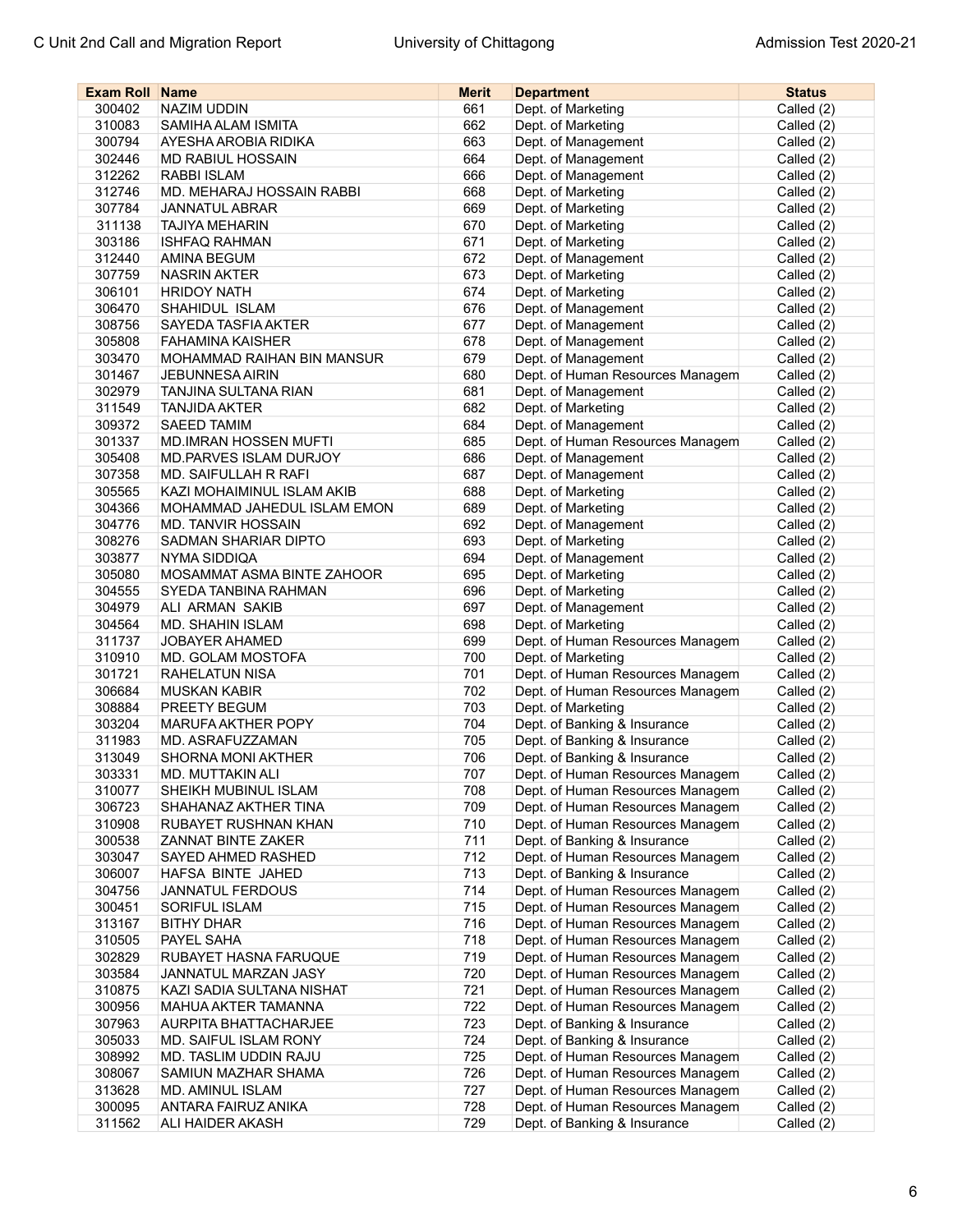| Exam Roll | Name | Merit | Department | Status |
|---|---|---|---|---|
| 300402 | NAZIM UDDIN | 661 | Dept. of Marketing | Called (2) |
| 310083 | SAMIHA ALAM ISMITA | 662 | Dept. of Marketing | Called (2) |
| 300794 | AYESHA AROBIA RIDIKA | 663 | Dept. of Management | Called (2) |
| 302446 | MD RABIUL HOSSAIN | 664 | Dept. of Management | Called (2) |
| 312262 | RABBI ISLAM | 666 | Dept. of Management | Called (2) |
| 312746 | MD. MEHARAJ HOSSAIN RABBI | 668 | Dept. of Marketing | Called (2) |
| 307784 | JANNATUL ABRAR | 669 | Dept. of Marketing | Called (2) |
| 311138 | TAJIYA MEHARIN | 670 | Dept. of Marketing | Called (2) |
| 303186 | ISHFAQ RAHMAN | 671 | Dept. of Marketing | Called (2) |
| 312440 | AMINA BEGUM | 672 | Dept. of Management | Called (2) |
| 307759 | NASRIN AKTER | 673 | Dept. of Marketing | Called (2) |
| 306101 | HRIDOY NATH | 674 | Dept. of Marketing | Called (2) |
| 306470 | SHAHIDUL ISLAM | 676 | Dept. of Management | Called (2) |
| 308756 | SAYEDA TASFIA AKTER | 677 | Dept. of Management | Called (2) |
| 305808 | FAHAMINA KAISHER | 678 | Dept. of Management | Called (2) |
| 303470 | MOHAMMAD RAIHAN BIN MANSUR | 679 | Dept. of Management | Called (2) |
| 301467 | JEBUNNESA AIRIN | 680 | Dept. of Human Resources Managem | Called (2) |
| 302979 | TANJINA SULTANA RIAN | 681 | Dept. of Management | Called (2) |
| 311549 | TANJIDA AKTER | 682 | Dept. of Marketing | Called (2) |
| 309372 | SAEED TAMIM | 684 | Dept. of Management | Called (2) |
| 301337 | MD.IMRAN HOSSEN MUFTI | 685 | Dept. of Human Resources Managem | Called (2) |
| 305408 | MD.PARVES ISLAM DURJOY | 686 | Dept. of Management | Called (2) |
| 307358 | MD. SAIFULLAH R RAFI | 687 | Dept. of Management | Called (2) |
| 305565 | KAZI MOHAIMINUL ISLAM AKIB | 688 | Dept. of Marketing | Called (2) |
| 304366 | MOHAMMAD JAHEDUL ISLAM EMON | 689 | Dept. of Marketing | Called (2) |
| 304776 | MD. TANVIR HOSSAIN | 692 | Dept. of Management | Called (2) |
| 308276 | SADMAN SHARIAR DIPTO | 693 | Dept. of Marketing | Called (2) |
| 303877 | NYMA SIDDIQA | 694 | Dept. of Management | Called (2) |
| 305080 | MOSAMMAT ASMA BINTE ZAHOOR | 695 | Dept. of Marketing | Called (2) |
| 304555 | SYEDA TANBINA RAHMAN | 696 | Dept. of Marketing | Called (2) |
| 304979 | ALI ARMAN SAKIB | 697 | Dept. of Management | Called (2) |
| 304564 | MD. SHAHIN ISLAM | 698 | Dept. of Marketing | Called (2) |
| 311737 | JOBAYER AHAMED | 699 | Dept. of Human Resources Managem | Called (2) |
| 310910 | MD. GOLAM MOSTOFA | 700 | Dept. of Marketing | Called (2) |
| 301721 | RAHELATUN NISA | 701 | Dept. of Human Resources Managem | Called (2) |
| 306684 | MUSKAN KABIR | 702 | Dept. of Human Resources Managem | Called (2) |
| 308884 | PREETY BEGUM | 703 | Dept. of Marketing | Called (2) |
| 303204 | MARUFA AKTHER POPY | 704 | Dept. of Banking & Insurance | Called (2) |
| 311983 | MD. ASRAFUZZAMAN | 705 | Dept. of Banking & Insurance | Called (2) |
| 313049 | SHORNA MONI AKTHER | 706 | Dept. of Banking & Insurance | Called (2) |
| 303331 | MD. MUTTAKIN ALI | 707 | Dept. of Human Resources Managem | Called (2) |
| 310077 | SHEIKH MUBINUL ISLAM | 708 | Dept. of Human Resources Managem | Called (2) |
| 306723 | SHAHANAZ AKTHER TINA | 709 | Dept. of Human Resources Managem | Called (2) |
| 310908 | RUBAYET RUSHNAN KHAN | 710 | Dept. of Human Resources Managem | Called (2) |
| 300538 | ZANNAT BINTE ZAKER | 711 | Dept. of Banking & Insurance | Called (2) |
| 303047 | SAYED AHMED RASHED | 712 | Dept. of Human Resources Managem | Called (2) |
| 306007 | HAFSA BINTE JAHED | 713 | Dept. of Banking & Insurance | Called (2) |
| 304756 | JANNATUL FERDOUS | 714 | Dept. of Human Resources Managem | Called (2) |
| 300451 | SORIFUL ISLAM | 715 | Dept. of Human Resources Managem | Called (2) |
| 313167 | BITHY DHAR | 716 | Dept. of Human Resources Managem | Called (2) |
| 310505 | PAYEL SAHA | 718 | Dept. of Human Resources Managem | Called (2) |
| 302829 | RUBAYET HASNA FARUQUE | 719 | Dept. of Human Resources Managem | Called (2) |
| 303584 | JANNATUL MARZAN JASY | 720 | Dept. of Human Resources Managem | Called (2) |
| 310875 | KAZI SADIA SULTANA NISHAT | 721 | Dept. of Human Resources Managem | Called (2) |
| 300956 | MAHUA AKTER TAMANNA | 722 | Dept. of Human Resources Managem | Called (2) |
| 307963 | AURPITA BHATTACHARJEE | 723 | Dept. of Banking & Insurance | Called (2) |
| 305033 | MD. SAIFUL ISLAM RONY | 724 | Dept. of Banking & Insurance | Called (2) |
| 308992 | MD. TASLIM UDDIN RAJU | 725 | Dept. of Human Resources Managem | Called (2) |
| 308067 | SAMIUN MAZHAR SHAMA | 726 | Dept. of Human Resources Managem | Called (2) |
| 313628 | MD. AMINUL ISLAM | 727 | Dept. of Human Resources Managem | Called (2) |
| 300095 | ANTARA FAIRUZ ANIKA | 728 | Dept. of Human Resources Managem | Called (2) |
| 311562 | ALI HAIDER AKASH | 729 | Dept. of Banking & Insurance | Called (2) |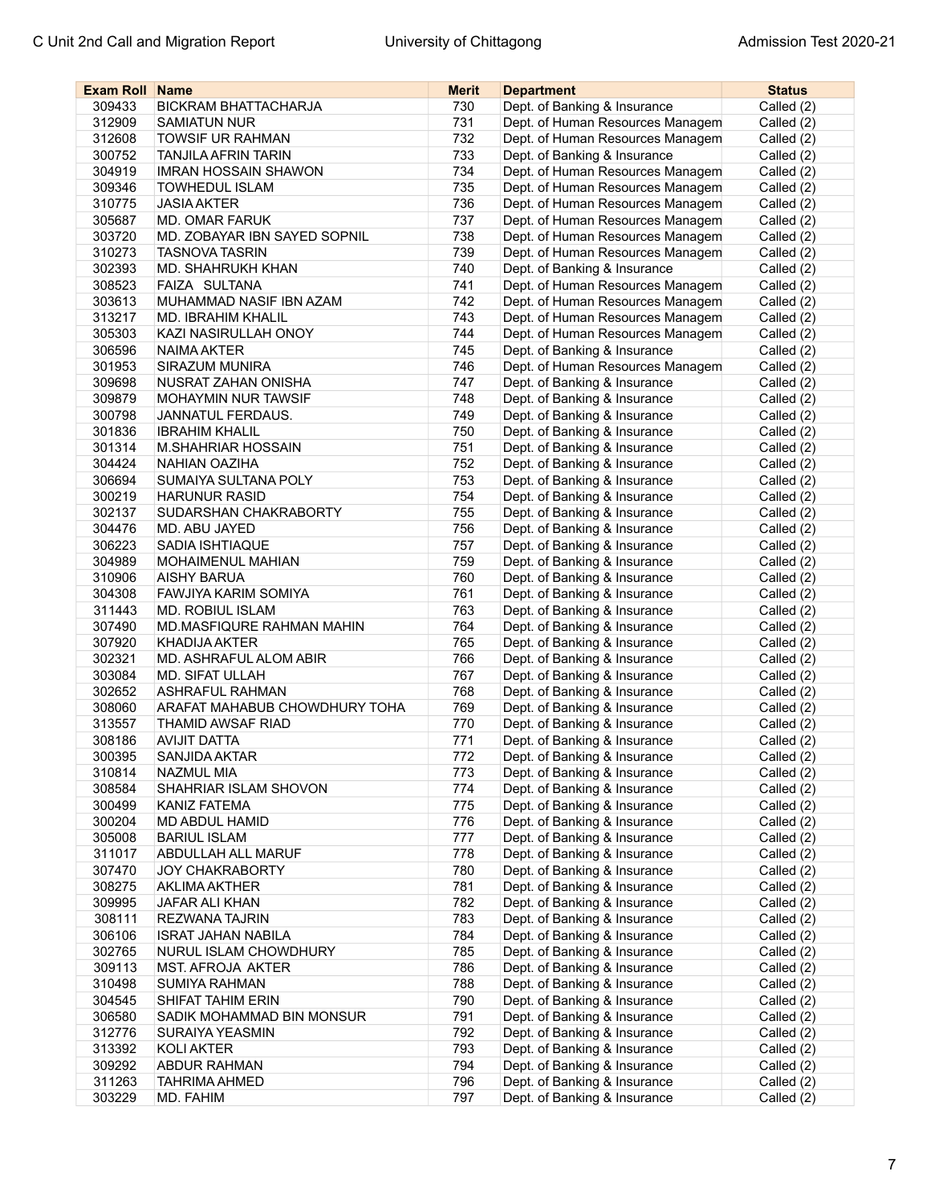| Exam Roll | Name | Merit | Department | Status |
|---|---|---|---|---|
| 309433 | BICKRAM BHATTACHARJA | 730 | Dept. of Banking & Insurance | Called (2) |
| 312909 | SAMIATUN NUR | 731 | Dept. of Human Resources Managem | Called (2) |
| 312608 | TOWSIF UR RAHMAN | 732 | Dept. of Human Resources Managem | Called (2) |
| 300752 | TANJILA AFRIN TARIN | 733 | Dept. of Banking & Insurance | Called (2) |
| 304919 | IMRAN HOSSAIN SHAWON | 734 | Dept. of Human Resources Managem | Called (2) |
| 309346 | TOWHEDUL ISLAM | 735 | Dept. of Human Resources Managem | Called (2) |
| 310775 | JASIA AKTER | 736 | Dept. of Human Resources Managem | Called (2) |
| 305687 | MD. OMAR FARUK | 737 | Dept. of Human Resources Managem | Called (2) |
| 303720 | MD. ZOBAYAR IBN SAYED SOPNIL | 738 | Dept. of Human Resources Managem | Called (2) |
| 310273 | TASNOVA TASRIN | 739 | Dept. of Human Resources Managem | Called (2) |
| 302393 | MD. SHAHRUKH KHAN | 740 | Dept. of Banking & Insurance | Called (2) |
| 308523 | FAIZA SULTANA | 741 | Dept. of Human Resources Managem | Called (2) |
| 303613 | MUHAMMAD NASIF IBN AZAM | 742 | Dept. of Human Resources Managem | Called (2) |
| 313217 | MD. IBRAHIM KHALIL | 743 | Dept. of Human Resources Managem | Called (2) |
| 305303 | KAZI NASIRULLAH ONOY | 744 | Dept. of Human Resources Managem | Called (2) |
| 306596 | NAIMA AKTER | 745 | Dept. of Banking & Insurance | Called (2) |
| 301953 | SIRAZUM MUNIRA | 746 | Dept. of Human Resources Managem | Called (2) |
| 309698 | NUSRAT ZAHAN ONISHA | 747 | Dept. of Banking & Insurance | Called (2) |
| 309879 | MOHAYMIN NUR TAWSIF | 748 | Dept. of Banking & Insurance | Called (2) |
| 300798 | JANNATUL FERDAUS. | 749 | Dept. of Banking & Insurance | Called (2) |
| 301836 | IBRAHIM KHALIL | 750 | Dept. of Banking & Insurance | Called (2) |
| 301314 | M.SHAHRIAR HOSSAIN | 751 | Dept. of Banking & Insurance | Called (2) |
| 304424 | NAHIAN OAZIHA | 752 | Dept. of Banking & Insurance | Called (2) |
| 306694 | SUMAIYA SULTANA POLY | 753 | Dept. of Banking & Insurance | Called (2) |
| 300219 | HARUNUR RASID | 754 | Dept. of Banking & Insurance | Called (2) |
| 302137 | SUDARSHAN CHAKRABORTY | 755 | Dept. of Banking & Insurance | Called (2) |
| 304476 | MD. ABU JAYED | 756 | Dept. of Banking & Insurance | Called (2) |
| 306223 | SADIA ISHTIAQUE | 757 | Dept. of Banking & Insurance | Called (2) |
| 304989 | MOHAIMENUL MAHIAN | 759 | Dept. of Banking & Insurance | Called (2) |
| 310906 | AISHY BARUA | 760 | Dept. of Banking & Insurance | Called (2) |
| 304308 | FAWJIYA KARIM SOMIYA | 761 | Dept. of Banking & Insurance | Called (2) |
| 311443 | MD. ROBIUL ISLAM | 763 | Dept. of Banking & Insurance | Called (2) |
| 307490 | MD.MASFIQURE RAHMAN MAHIN | 764 | Dept. of Banking & Insurance | Called (2) |
| 307920 | KHADIJA AKTER | 765 | Dept. of Banking & Insurance | Called (2) |
| 302321 | MD. ASHRAFUL ALOM ABIR | 766 | Dept. of Banking & Insurance | Called (2) |
| 303084 | MD. SIFAT ULLAH | 767 | Dept. of Banking & Insurance | Called (2) |
| 302652 | ASHRAFUL RAHMAN | 768 | Dept. of Banking & Insurance | Called (2) |
| 308060 | ARAFAT MAHABUB CHOWDHURY TOHA | 769 | Dept. of Banking & Insurance | Called (2) |
| 313557 | THAMID AWSAF RIAD | 770 | Dept. of Banking & Insurance | Called (2) |
| 308186 | AVIJIT DATTA | 771 | Dept. of Banking & Insurance | Called (2) |
| 300395 | SANJIDA AKTAR | 772 | Dept. of Banking & Insurance | Called (2) |
| 310814 | NAZMUL MIA | 773 | Dept. of Banking & Insurance | Called (2) |
| 308584 | SHAHRIAR ISLAM SHOVON | 774 | Dept. of Banking & Insurance | Called (2) |
| 300499 | KANIZ FATEMA | 775 | Dept. of Banking & Insurance | Called (2) |
| 300204 | MD ABDUL HAMID | 776 | Dept. of Banking & Insurance | Called (2) |
| 305008 | BARIUL ISLAM | 777 | Dept. of Banking & Insurance | Called (2) |
| 311017 | ABDULLAH ALL MARUF | 778 | Dept. of Banking & Insurance | Called (2) |
| 307470 | JOY CHAKRABORTY | 780 | Dept. of Banking & Insurance | Called (2) |
| 308275 | AKLIMA AKTHER | 781 | Dept. of Banking & Insurance | Called (2) |
| 309995 | JAFAR ALI KHAN | 782 | Dept. of Banking & Insurance | Called (2) |
| 308111 | REZWANA TAJRIN | 783 | Dept. of Banking & Insurance | Called (2) |
| 306106 | ISRAT JAHAN NABILA | 784 | Dept. of Banking & Insurance | Called (2) |
| 302765 | NURUL ISLAM CHOWDHURY | 785 | Dept. of Banking & Insurance | Called (2) |
| 309113 | MST. AFROJA AKTER | 786 | Dept. of Banking & Insurance | Called (2) |
| 310498 | SUMIYA RAHMAN | 788 | Dept. of Banking & Insurance | Called (2) |
| 304545 | SHIFAT TAHIM ERIN | 790 | Dept. of Banking & Insurance | Called (2) |
| 306580 | SADIK MOHAMMAD BIN MONSUR | 791 | Dept. of Banking & Insurance | Called (2) |
| 312776 | SURAIYA YEASMIN | 792 | Dept. of Banking & Insurance | Called (2) |
| 313392 | KOLI AKTER | 793 | Dept. of Banking & Insurance | Called (2) |
| 309292 | ABDUR RAHMAN | 794 | Dept. of Banking & Insurance | Called (2) |
| 311263 | TAHRIMA AHMED | 796 | Dept. of Banking & Insurance | Called (2) |
| 303229 | MD. FAHIM | 797 | Dept. of Banking & Insurance | Called (2) |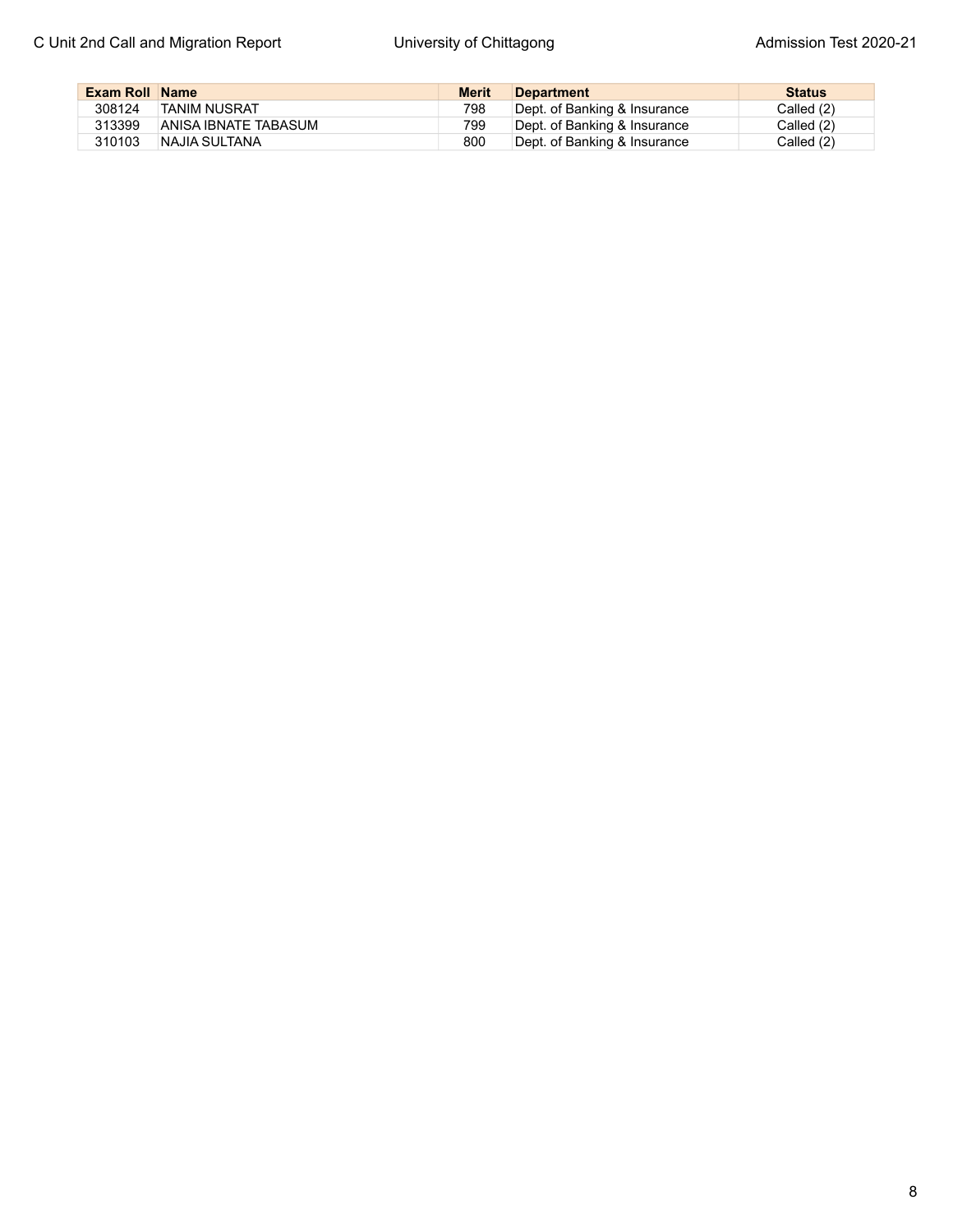| Exam Roll | Name | Merit | Department | Status |
| --- | --- | --- | --- | --- |
| 308124 | TANIM NUSRAT | 798 | Dept. of Banking & Insurance | Called (2) |
| 313399 | ANISA IBNATE TABASUM | 799 | Dept. of Banking & Insurance | Called (2) |
| 310103 | NAJIA SULTANA | 800 | Dept. of Banking & Insurance | Called (2) |